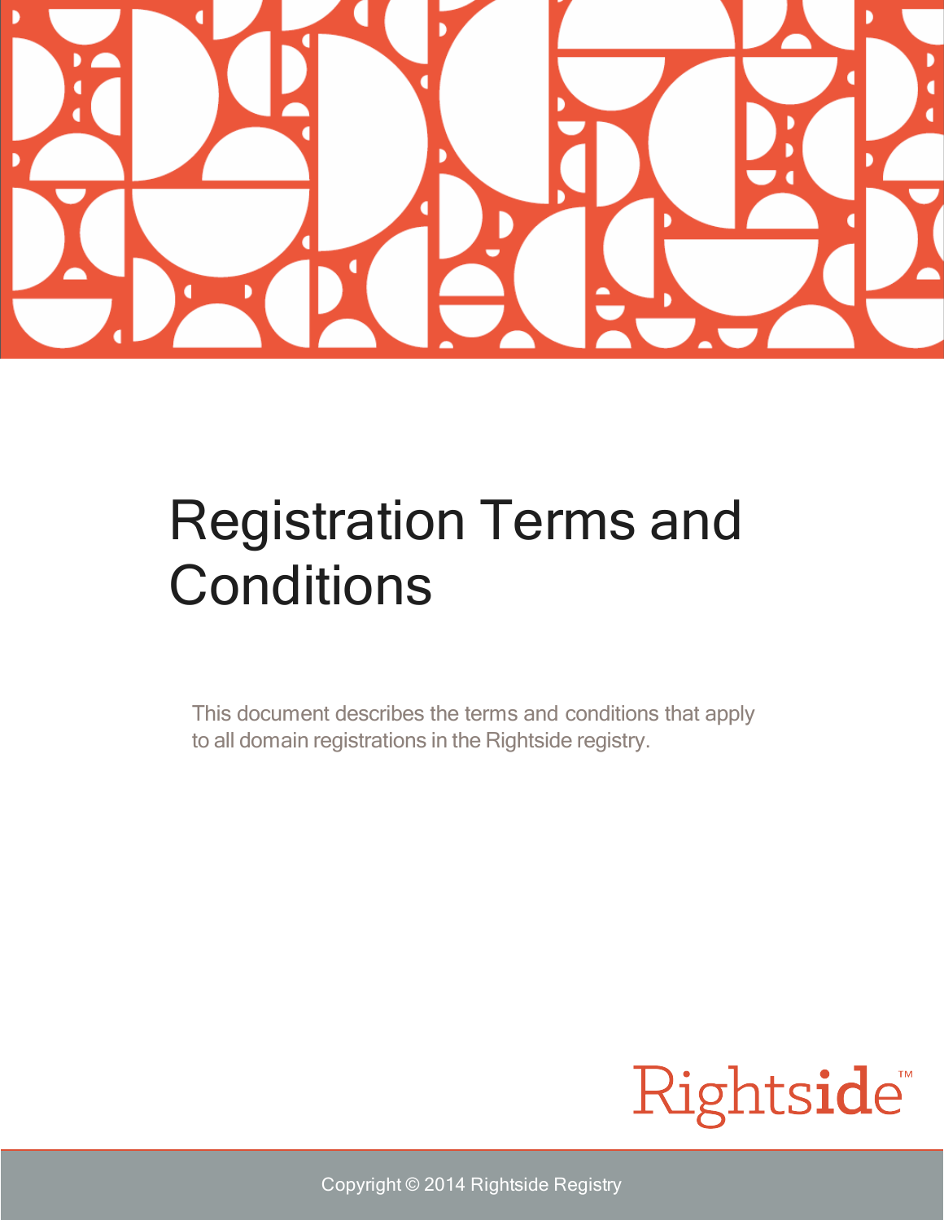# Registration Terms and Conditions

This document describes the terms and conditions that apply to all domain registrations in the Rightside registry.

Rightside™

Copyright © 2014 Rightside Registry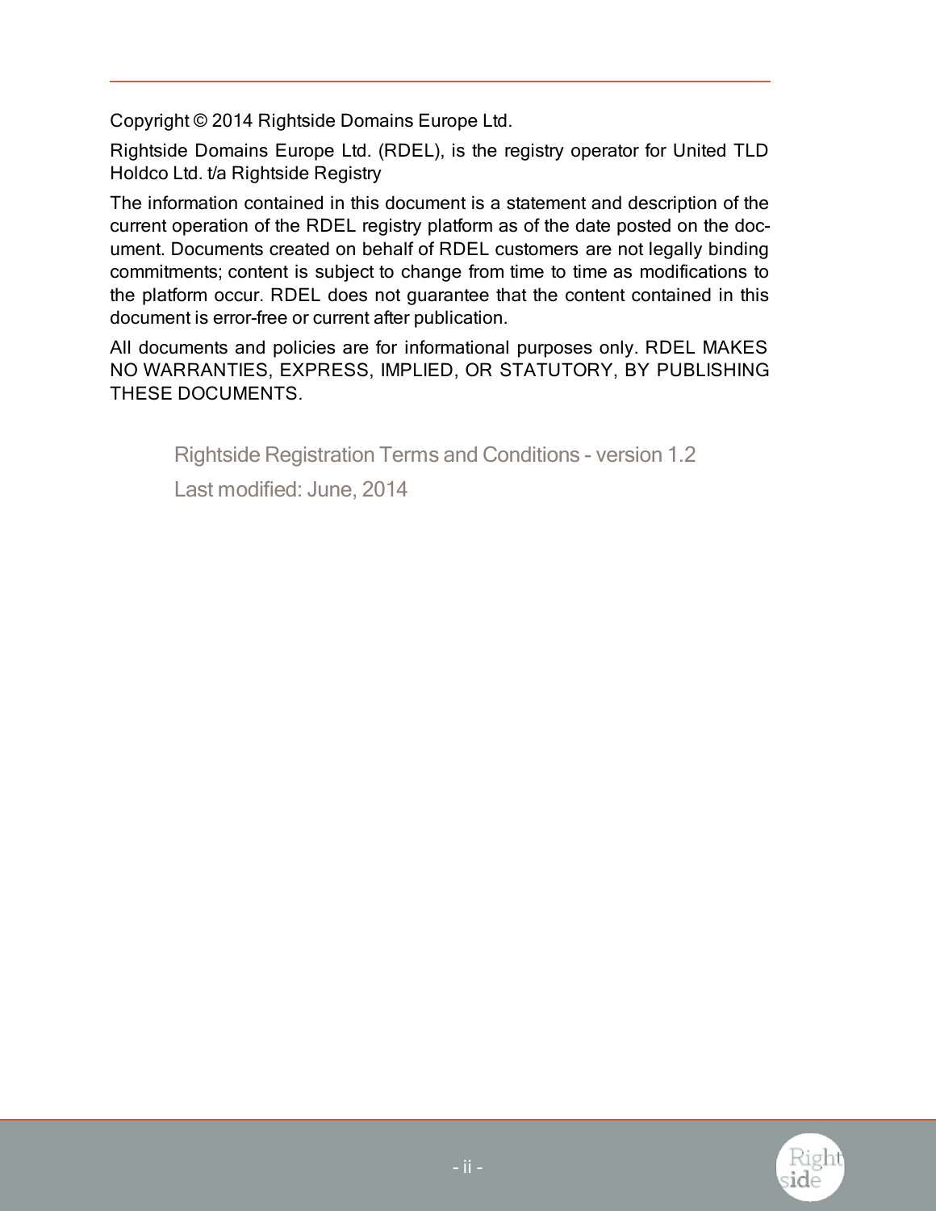Copyright © 2014 Rightside Domains Europe Ltd.

Rightside Domains Europe Ltd. (RDEL), is the registry operator for United TLD Holdco Ltd. t/a Rightside Registry

The information contained in this document is a statement and description of the current operation of the RDEL registry platform as of the date posted on the document. Documents created on behalf of RDEL customers are not legally binding commitments; content is subject to change from time to time as modifications to the platform occur. RDEL does not guarantee that the content contained in this document is error-free or current after publication.

All documents and policies are for informational purposes only. RDEL MAKES NO WARRANTIES, EXPRESS, IMPLIED, OR STATUTORY, BY PUBLISHING THESE DOCUMENTS.

Rightside Registration Terms and Conditions - version 1.2

Last modified: June, 2014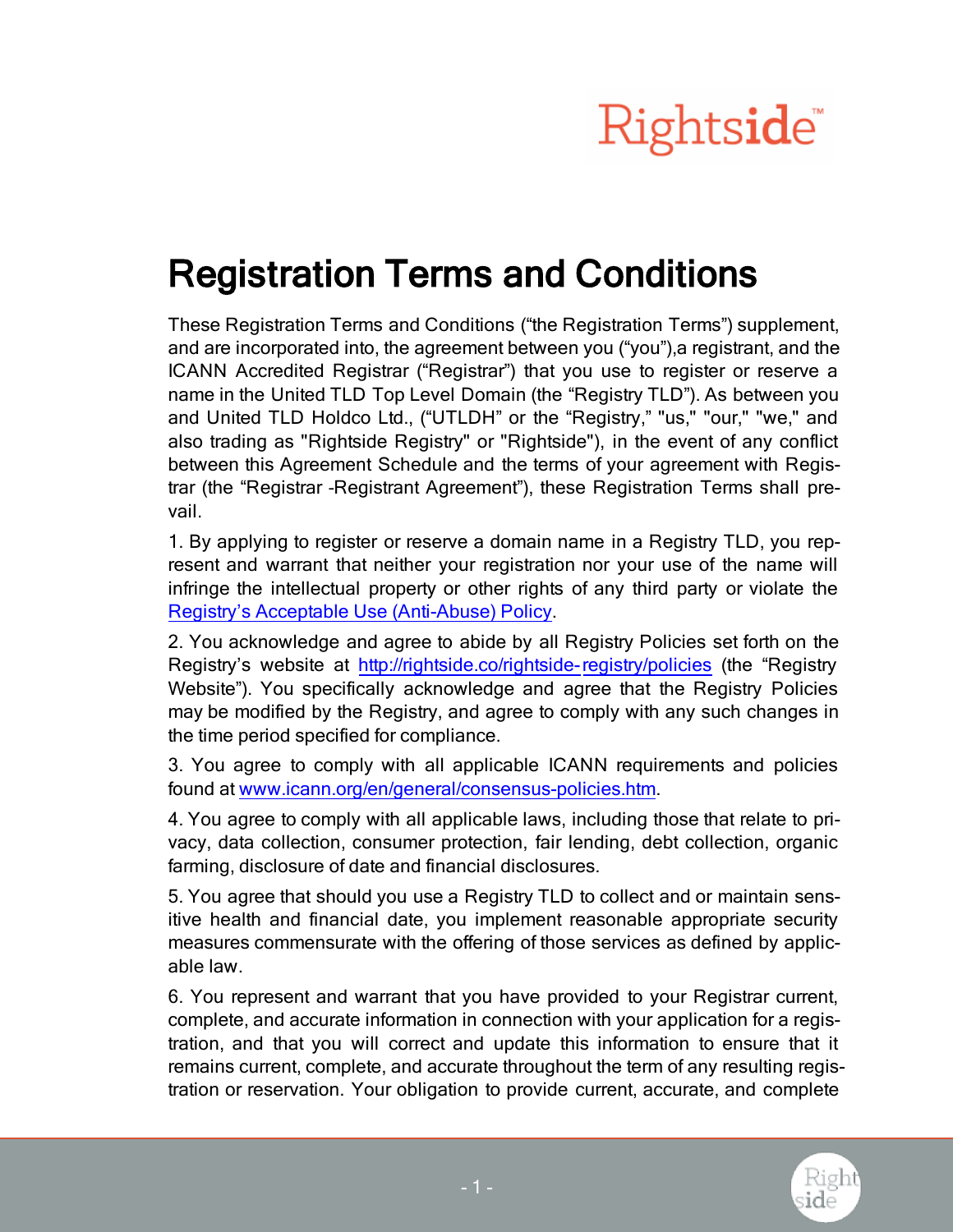# Registration Terms and Conditions

These Registration Terms and Conditions (“the Registration Terms”) supplement, and are incorporated into, the agreement between you (“you”),a registrant, and the ICANN Accredited Registrar (“Registrar”) that you use to register or reserve a name in the United TLD Top Level Domain (the “Registry TLD”). As between you and United TLD Holdco Ltd., (“UTLDH” or the “Registry,” "us," "our," "we," and also trading as "Rightside Registry" or "Rightside"), in the event of any conflict between this Agreement Schedule and the terms of your agreement with Registrar (the “Registrar -Registrant Agreement”), these Registration Terms shall prevail.

1. By applying to register or reserve a domain name in a Registry TLD, you represent and warrant that neither your registration nor your use of the name will infringe the intellectual property or other rights of any third party or violate the Registry’s Acceptable Use (Anti-Abuse) Policy.

2. You acknowledge and agree to abide by all Registry Policies set forth on the Registry’s website at http://rightside.co/rightside-registry/policies (the “Registry Website”). You specifically acknowledge and agree that the Registry Policies may be modified by the Registry, and agree to comply with any such changes in the time period specified for compliance.

3. You agree to comply with all applicable ICANN requirements and policies found at www.icann.org/en/general/consensus-policies.htm.

4. You agree to comply with all applicable laws, including those that relate to privacy, data collection, consumer protection, fair lending, debt collection, organic farming, disclosure of date and financial disclosures.

5. You agree that should you use a Registry TLD to collect and or maintain sensitive health and financial date, you implement reasonable appropriate security measures commensurate with the offering of those services as defined by applicable law.

6. You represent and warrant that you have provided to your Registrar current, complete, and accurate information in connection with your application for a registration, and that you will correct and update this information to ensure that it remains current, complete, and accurate throughout the term of any resulting registration or reservation. Your obligation to provide current, accurate, and complete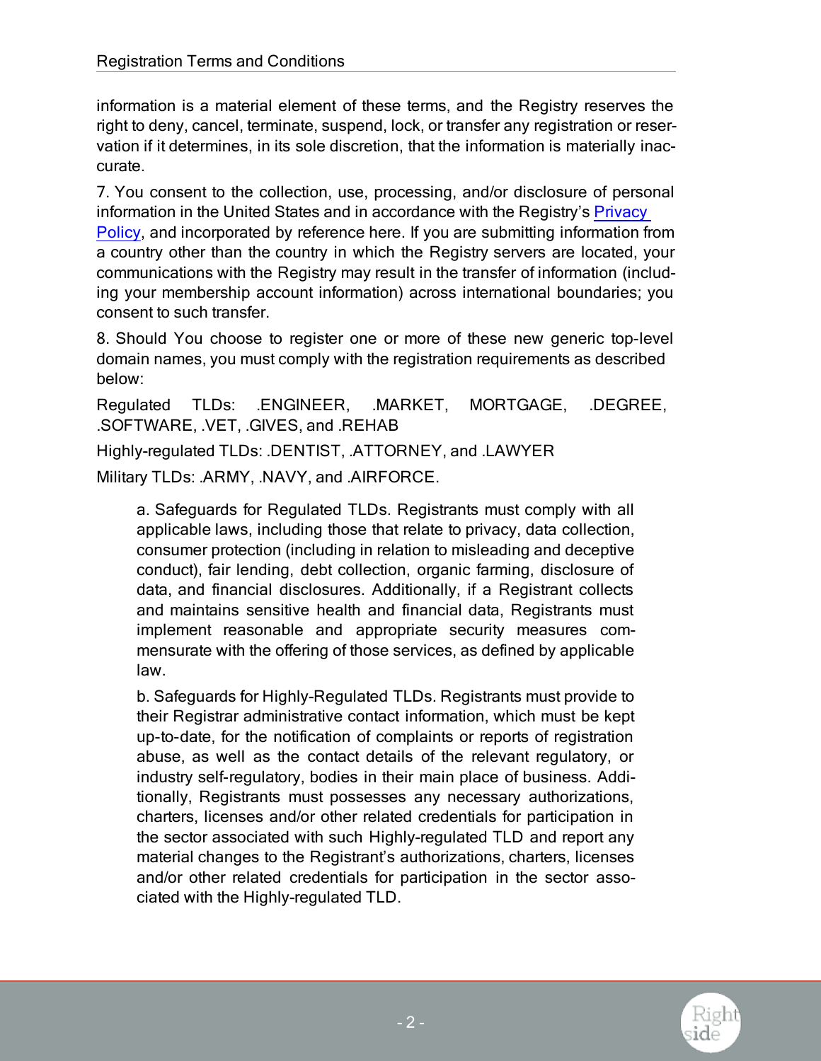information is a material element of these terms, and the Registry reserves the right to deny, cancel, terminate, suspend, lock, or transfer any registration or reservation if it determines, in its sole discretion, that the information is materially inaccurate.

7. You consent to the collection, use, processing, and/or disclosure of personal information in the United States and in accordance with the Registry's [Privacy Policy](), and incorporated by reference here. If you are submitting information from a country other than the country in which the Registry servers are located, your communications with the Registry may result in the transfer of information (including your membership account information) across international boundaries; you consent to such transfer.

8. Should You choose to register one or more of these new generic top-level domain names, you must comply with the registration requirements as described below:

Regulated TLDs: .ENGINEER, .MARKET, MORTGAGE, .DEGREE, .SOFTWARE, .VET, .GIVES, and .REHAB

Highly-regulated TLDs: .DENTIST, .ATTORNEY, and .LAWYER

Military TLDs: .ARMY, .NAVY, and .AIRFORCE.

> a. Safeguards for Regulated TLDs. Registrants must comply with all applicable laws, including those that relate to privacy, data collection, consumer protection (including in relation to misleading and deceptive conduct), fair lending, debt collection, organic farming, disclosure of data, and financial disclosures. Additionally, if a Registrant collects and maintains sensitive health and financial data, Registrants must implement reasonable and appropriate security measures commensurate with the offering of those services, as defined by applicable law.
>
> b. Safeguards for Highly-Regulated TLDs. Registrants must provide to their Registrar administrative contact information, which must be kept up-to-date, for the notification of complaints or reports of registration abuse, as well as the contact details of the relevant regulatory, or industry self-regulatory, bodies in their main place of business. Additionally, Registrants must possesses any necessary authorizations, charters, licenses and/or other related credentials for participation in the sector associated with such Highly-regulated TLD and report any material changes to the Registrant's authorizations, charters, licenses and/or other related credentials for participation in the sector associated with the Highly-regulated TLD.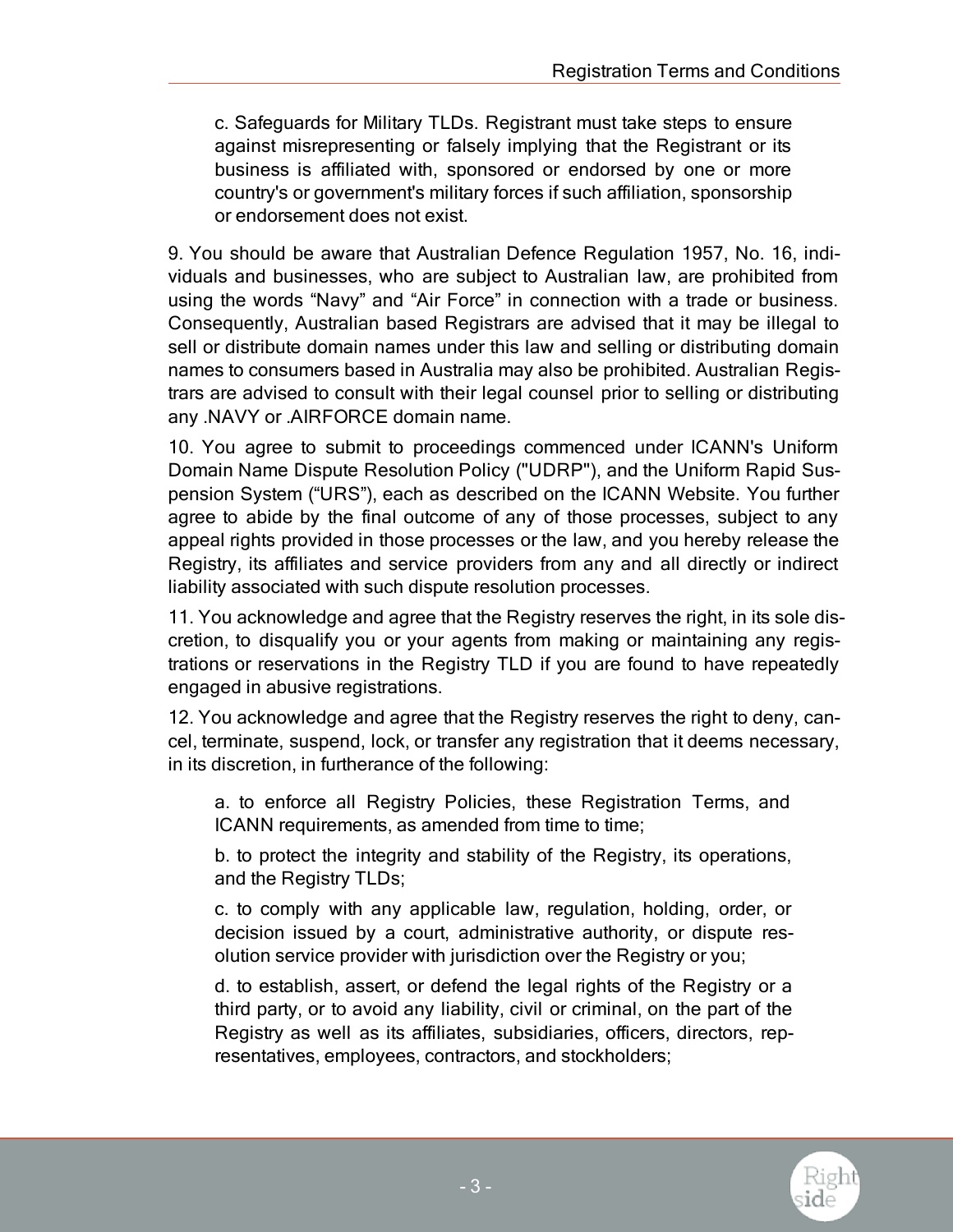c. Safeguards for Military TLDs. Registrant must take steps to ensure against misrepresenting or falsely implying that the Registrant or its business is affiliated with, sponsored or endorsed by one or more country's or government's military forces if such affiliation, sponsorship or endorsement does not exist.

9. You should be aware that Australian Defence Regulation 1957, No. 16, individuals and businesses, who are subject to Australian law, are prohibited from using the words “Navy” and “Air Force” in connection with a trade or business. Consequently, Australian based Registrars are advised that it may be illegal to sell or distribute domain names under this law and selling or distributing domain names to consumers based in Australia may also be prohibited. Australian Registrars are advised to consult with their legal counsel prior to selling or distributing any .NAVY or .AIRFORCE domain name.

10. You agree to submit to proceedings commenced under ICANN's Uniform Domain Name Dispute Resolution Policy ("UDRP"), and the Uniform Rapid Suspension System (“URS”), each as described on the ICANN Website. You further agree to abide by the final outcome of any of those processes, subject to any appeal rights provided in those processes or the law, and you hereby release the Registry, its affiliates and service providers from any and all directly or indirect liability associated with such dispute resolution processes.

11. You acknowledge and agree that the Registry reserves the right, in its sole discretion, to disqualify you or your agents from making or maintaining any registrations or reservations in the Registry TLD if you are found to have repeatedly engaged in abusive registrations.

12. You acknowledge and agree that the Registry reserves the right to deny, cancel, terminate, suspend, lock, or transfer any registration that it deems necessary, in its discretion, in furtherance of the following:

a. to enforce all Registry Policies, these Registration Terms, and ICANN requirements, as amended from time to time;

b. to protect the integrity and stability of the Registry, its operations, and the Registry TLDs;

c. to comply with any applicable law, regulation, holding, order, or decision issued by a court, administrative authority, or dispute resolution service provider with jurisdiction over the Registry or you;

d. to establish, assert, or defend the legal rights of the Registry or a third party, or to avoid any liability, civil or criminal, on the part of the Registry as well as its affiliates, subsidiaries, officers, directors, representatives, employees, contractors, and stockholders;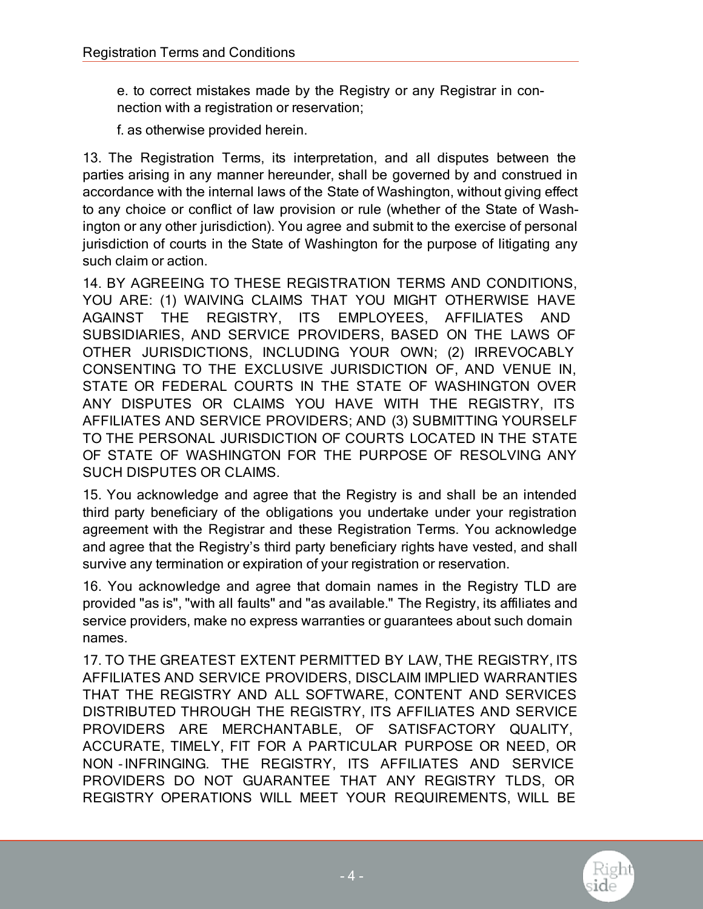e. to correct mistakes made by the Registry or any Registrar in connection with a registration or reservation;

f. as otherwise provided herein.

13. The Registration Terms, its interpretation, and all disputes between the parties arising in any manner hereunder, shall be governed by and construed in accordance with the internal laws of the State of Washington, without giving effect to any choice or conflict of law provision or rule (whether of the State of Washington or any other jurisdiction). You agree and submit to the exercise of personal jurisdiction of courts in the State of Washington for the purpose of litigating any such claim or action.

14. BY AGREEING TO THESE REGISTRATION TERMS AND CONDITIONS, YOU ARE: (1) WAIVING CLAIMS THAT YOU MIGHT OTHERWISE HAVE AGAINST THE REGISTRY, ITS EMPLOYEES, AFFILIATES AND SUBSIDIARIES, AND SERVICE PROVIDERS, BASED ON THE LAWS OF OTHER JURISDICTIONS, INCLUDING YOUR OWN; (2) IRREVOCABLY CONSENTING TO THE EXCLUSIVE JURISDICTION OF, AND VENUE IN, STATE OR FEDERAL COURTS IN THE STATE OF WASHINGTON OVER ANY DISPUTES OR CLAIMS YOU HAVE WITH THE REGISTRY, ITS AFFILIATES AND SERVICE PROVIDERS; AND (3) SUBMITTING YOURSELF TO THE PERSONAL JURISDICTION OF COURTS LOCATED IN THE STATE OF STATE OF WASHINGTON FOR THE PURPOSE OF RESOLVING ANY SUCH DISPUTES OR CLAIMS.

15. You acknowledge and agree that the Registry is and shall be an intended third party beneficiary of the obligations you undertake under your registration agreement with the Registrar and these Registration Terms. You acknowledge and agree that the Registry's third party beneficiary rights have vested, and shall survive any termination or expiration of your registration or reservation.

16. You acknowledge and agree that domain names in the Registry TLD are provided "as is", "with all faults" and "as available." The Registry, its affiliates and service providers, make no express warranties or guarantees about such domain names.

17. TO THE GREATEST EXTENT PERMITTED BY LAW, THE REGISTRY, ITS AFFILIATES AND SERVICE PROVIDERS, DISCLAIM IMPLIED WARRANTIES THAT THE REGISTRY AND ALL SOFTWARE, CONTENT AND SERVICES DISTRIBUTED THROUGH THE REGISTRY, ITS AFFILIATES AND SERVICE PROVIDERS ARE MERCHANTABLE, OF SATISFACTORY QUALITY, ACCURATE, TIMELY, FIT FOR A PARTICULAR PURPOSE OR NEED, OR NON-INFRINGING. THE REGISTRY, ITS AFFILIATES AND SERVICE PROVIDERS DO NOT GUARANTEE THAT ANY REGISTRY TLDS, OR REGISTRY OPERATIONS WILL MEET YOUR REQUIREMENTS, WILL BE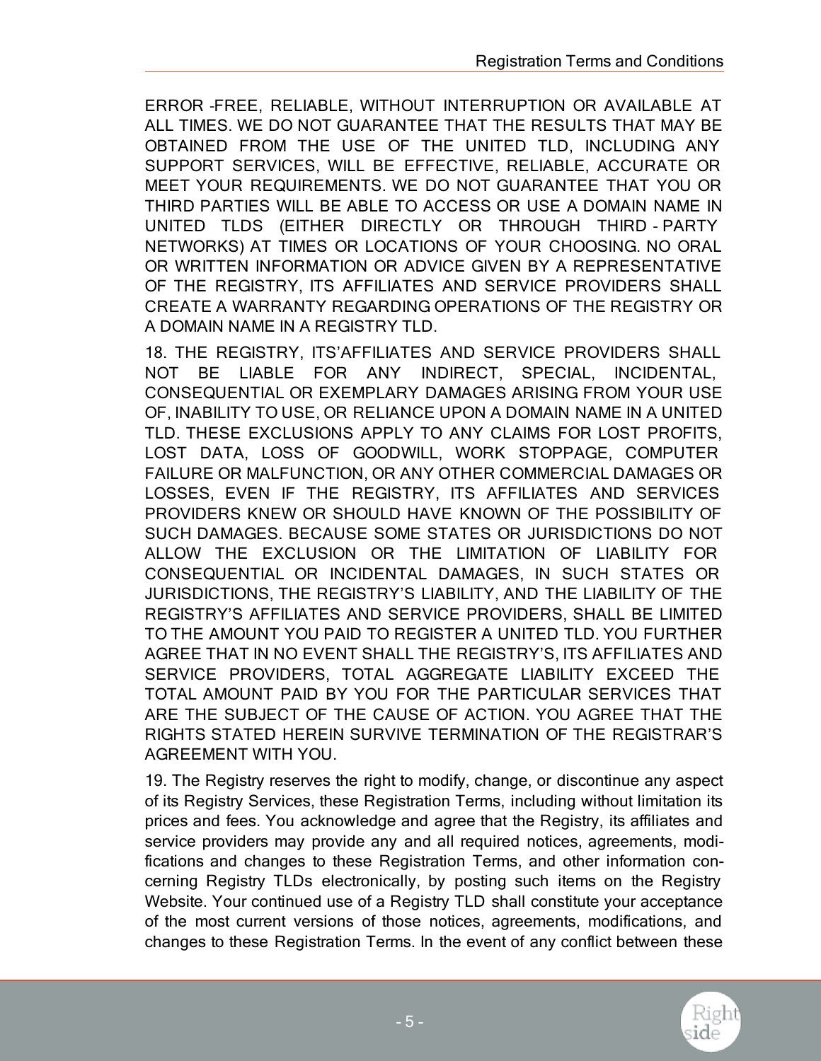ERROR -FREE, RELIABLE, WITHOUT INTERRUPTION OR AVAILABLE AT ALL TIMES. WE DO NOT GUARANTEE THAT THE RESULTS THAT MAY BE OBTAINED FROM THE USE OF THE UNITED TLD, INCLUDING ANY SUPPORT SERVICES, WILL BE EFFECTIVE, RELIABLE, ACCURATE OR MEET YOUR REQUIREMENTS. WE DO NOT GUARANTEE THAT YOU OR THIRD PARTIES WILL BE ABLE TO ACCESS OR USE A DOMAIN NAME IN UNITED TLDS (EITHER DIRECTLY OR THROUGH THIRD - PARTY NETWORKS) AT TIMES OR LOCATIONS OF YOUR CHOOSING. NO ORAL OR WRITTEN INFORMATION OR ADVICE GIVEN BY A REPRESENTATIVE OF THE REGISTRY, ITS AFFILIATES AND SERVICE PROVIDERS SHALL CREATE A WARRANTY REGARDING OPERATIONS OF THE REGISTRY OR A DOMAIN NAME IN A REGISTRY TLD.

18. THE REGISTRY, ITS'AFFILIATES AND SERVICE PROVIDERS SHALL NOT BE LIABLE FOR ANY INDIRECT, SPECIAL, INCIDENTAL, CONSEQUENTIAL OR EXEMPLARY DAMAGES ARISING FROM YOUR USE OF, INABILITY TO USE, OR RELIANCE UPON A DOMAIN NAME IN A UNITED TLD. THESE EXCLUSIONS APPLY TO ANY CLAIMS FOR LOST PROFITS, LOST DATA, LOSS OF GOODWILL, WORK STOPPAGE, COMPUTER FAILURE OR MALFUNCTION, OR ANY OTHER COMMERCIAL DAMAGES OR LOSSES, EVEN IF THE REGISTRY, ITS AFFILIATES AND SERVICES PROVIDERS KNEW OR SHOULD HAVE KNOWN OF THE POSSIBILITY OF SUCH DAMAGES. BECAUSE SOME STATES OR JURISDICTIONS DO NOT ALLOW THE EXCLUSION OR THE LIMITATION OF LIABILITY FOR CONSEQUENTIAL OR INCIDENTAL DAMAGES, IN SUCH STATES OR JURISDICTIONS, THE REGISTRY'S LIABILITY, AND THE LIABILITY OF THE REGISTRY'S AFFILIATES AND SERVICE PROVIDERS, SHALL BE LIMITED TO THE AMOUNT YOU PAID TO REGISTER A UNITED TLD. YOU FURTHER AGREE THAT IN NO EVENT SHALL THE REGISTRY'S, ITS AFFILIATES AND SERVICE PROVIDERS, TOTAL AGGREGATE LIABILITY EXCEED THE TOTAL AMOUNT PAID BY YOU FOR THE PARTICULAR SERVICES THAT ARE THE SUBJECT OF THE CAUSE OF ACTION. YOU AGREE THAT THE RIGHTS STATED HEREIN SURVIVE TERMINATION OF THE REGISTRAR'S AGREEMENT WITH YOU.

19. The Registry reserves the right to modify, change, or discontinue any aspect of its Registry Services, these Registration Terms, including without limitation its prices and fees. You acknowledge and agree that the Registry, its affiliates and service providers may provide any and all required notices, agreements, modifications and changes to these Registration Terms, and other information concerning Registry TLDs electronically, by posting such items on the Registry Website. Your continued use of a Registry TLD shall constitute your acceptance of the most current versions of those notices, agreements, modifications, and changes to these Registration Terms. In the event of any conflict between these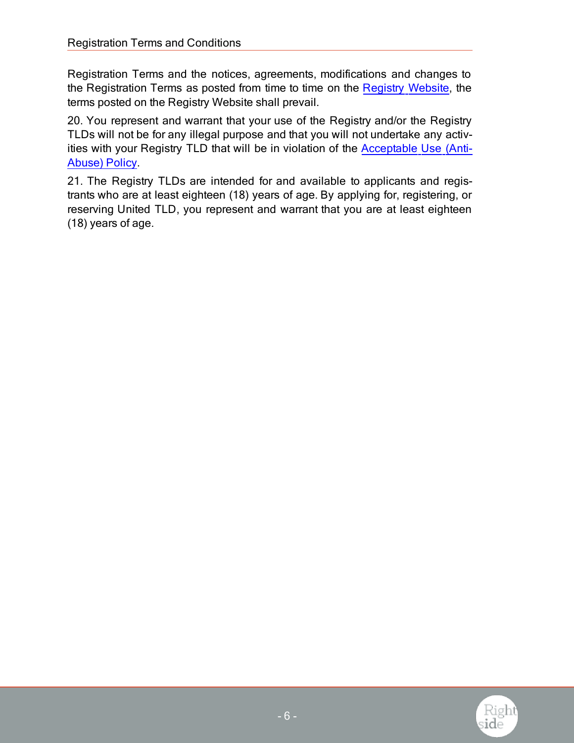Registration Terms and the notices, agreements, modifications and changes to the Registration Terms as posted from time to time on the [Registry Website](), the terms posted on the Registry Website shall prevail.

20. You represent and warrant that your use of the Registry and/or the Registry TLDs will not be for any illegal purpose and that you will not undertake any activities with your Registry TLD that will be in violation of the [Acceptable Use (Anti-Abuse) Policy]().

21. The Registry TLDs are intended for and available to applicants and registrants who are at least eighteen (18) years of age. By applying for, registering, or reserving United TLD, you represent and warrant that you are at least eighteen (18) years of age.